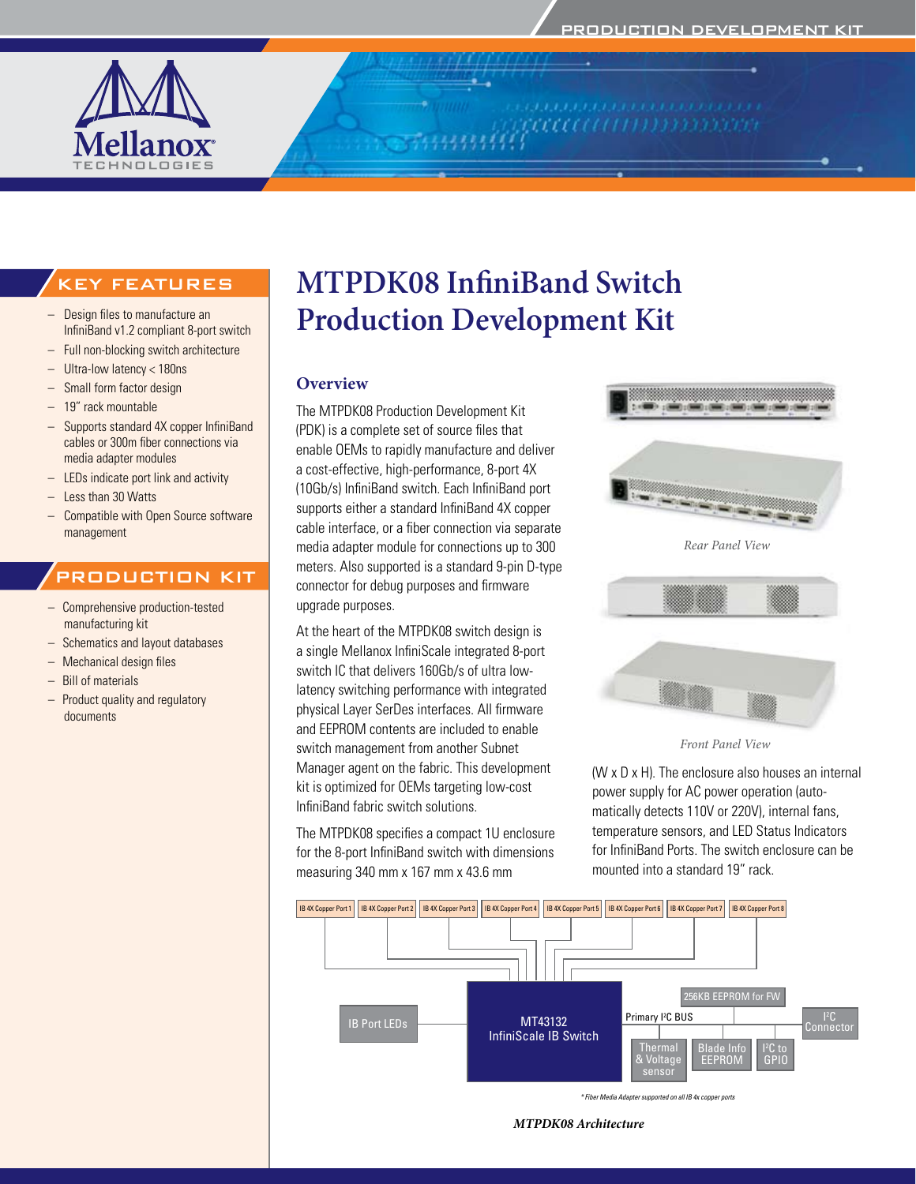# MTPDK08 InfiniBand Switch Production Development Kit

## KEY FEATURES

- Design files to manufacture an InfiniBand v1.2 compliant 8-port switch
- Full non-blocking switch architecture
- Ultra-low latency < 180ns
- Small form factor design
- 19" rack mountable
- Supports standard 4X copper InfiniBand cables or 300m fiber connections via media adapter modules
- LEDs indicate port link and activity
- Less than 30 Watts
- Compatible with Open Source software management

## PRODUCTION KIT

- Comprehensive production-tested manufacturing kit
- Schematics and layout databases
- Mechanical design files
- Bill of materials
- Product quality and regulatory documents

## Overview

The MTPDK08 Production Development Kit (PDK) is a complete set of source files that enable OEMs to rapidly manufacture and deliver a cost-effective, high-performance, 8-port 4X (10Gb/s) InfiniBand switch. Each InfiniBand port supports either a standard InfiniBand 4X copper cable interface, or a fiber connection via separate media adapter module for connections up to 300 meters. Also supported is a standard 9-pin D-type connector for debug purposes and firmware upgrade purposes.

At the heart of the MTPDK08 switch design is a single Mellanox InfiniScale integrated 8-port switch IC that delivers 160Gb/s of ultra low-latency switching performance with integrated physical Layer SerDes interfaces. All firmware and EEPROM contents are included to enable switch management from another Subnet Manager agent on the fabric. This development kit is optimized for OEMs targeting low-cost InfiniBand fabric switch solutions.

The MTPDK08 specifies a compact 1U enclosure for the 8-port InfiniBand switch with dimensions measuring 340 mm x 167 mm x 43.6 mm (W x D x H). The enclosure also houses an internal power supply for AC power operation (automatically detects 110V or 220V), internal fans, temperature sensors, and LED Status Indicators for InfiniBand Ports. The switch enclosure can be mounted into a standard 19" rack.

*Rear Panel View*

*Front Panel View*

IB 4X Copper Port 1 | IB 4X Copper Port 2 | IB 4X Copper Port 3 | IB 4X Copper Port 4 | IB 4X Copper Port 5 | IB 4X Copper Port 6 | IB 4X Copper Port 7 | IB 4X Copper Port 8

IB Port LEDs — MT43132 InfiniScale IB Switch — Primary I²C BUS — 256KB EEPROM for FW — I²C Connector — Thermal & Voltage sensor — Blade Info EEPROM — I²C to GPIO

*\* Fiber Media Adapter supported on all IB 4x copper ports*

***MTPDK08 Architecture***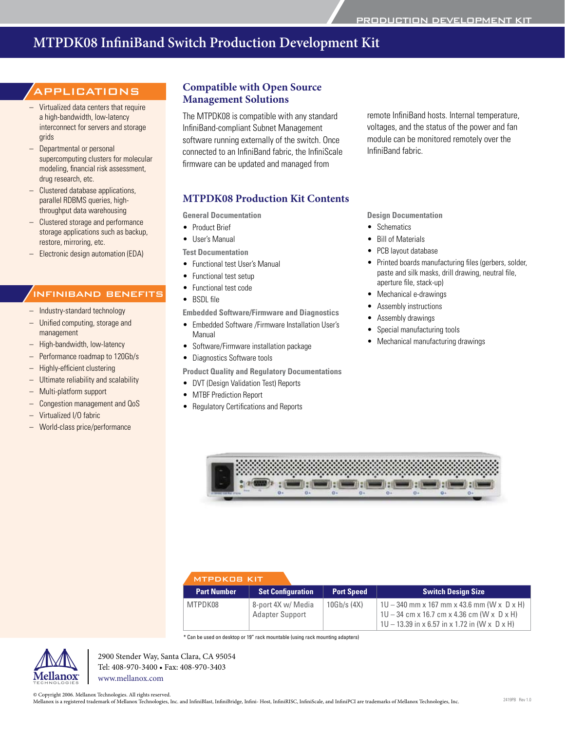# MTPDK08 InfiniBand Switch Production Development Kit

## APPLICATIONS

- Virtualized data centers that require a high-bandwidth, low-latency interconnect for servers and storage grids
- Departmental or personal supercomputing clusters for molecular modeling, financial risk assessment, drug research, etc.
- Clustered database applications, parallel RDBMS queries, high-throughput data warehousing
- Clustered storage and performance storage applications such as backup, restore, mirroring, etc.
- Electronic design automation (EDA)

## INFINIBAND BENEFITS

- Industry-standard technology
- Unified computing, storage and management
- High-bandwidth, low-latency
- Performance roadmap to 120Gb/s
- Highly-efficient clustering
- Ultimate reliability and scalability
- Multi-platform support
- Congestion management and QoS
- Virtualized I/O fabric
- World-class price/performance

## Compatible with Open Source Management Solutions

The MTPDK08 is compatible with any standard InfiniBand-compliant Subnet Management software running externally of the switch. Once connected to an InfiniBand fabric, the InfiniScale firmware can be updated and managed from remote InfiniBand hosts. Internal temperature, voltages, and the status of the power and fan module can be monitored remotely over the InfiniBand fabric.

## MTPDK08 Production Kit Contents

**General Documentation**

- Product Brief
- User's Manual

**Test Documentation**

- Functional test User's Manual
- Functional test setup
- Functional test code
- BSDL file

**Embedded Software/Firmware and Diagnostics**

- Embedded Software /Firmware Installation User's Manual
- Software/Firmware installation package
- Diagnostics Software tools

**Product Quality and Regulatory Documentations**

- DVT (Design Validation Test) Reports
- MTBF Prediction Report
- Regulatory Certifications and Reports

**Design Documentation**

- Schematics
- Bill of Materials
- PCB layout database
- Printed boards manufacturing files (gerbers, solder, paste and silk masks, drill drawing, neutral file, aperture file, stack-up)
- Mechanical e-drawings
- Assembly instructions
- Assembly drawings
- Special manufacturing tools
- Mechanical manufacturing drawings

## MTPDK08 KIT

| Part Number | Set Configuration | Port Speed | Switch Design Size |
|---|---|---|---|
| MTPDK08 | 8-port 4X w/ Media Adapter Support | 10Gb/s (4X) | 1U – 340 mm x 167 mm x 43.6 mm (W x D x H)<br>1U – 34 cm x 16.7 cm x 4.36 cm (W x D x H)<br>1U – 13.39 in x 6.57 in x 1.72 in (W x D x H) |

* Can be used on desktop or 19" rack mountable (using rack mounting adapters)

2900 Stender Way, Santa Clara, CA 95054
Tel: 408-970-3400 • Fax: 408-970-3403
www.mellanox.com

© Copyright 2006. Mellanox Technologies. All rights reserved.
Mellanox is a registered trademark of Mellanox Technologies, Inc. and InfiniBlast, InfiniBridge, Infini- Host, InfiniRISC, InfiniScale, and InfiniPCI are trademarks of Mellanox Technologies, Inc.

2419PB Rev 1.0